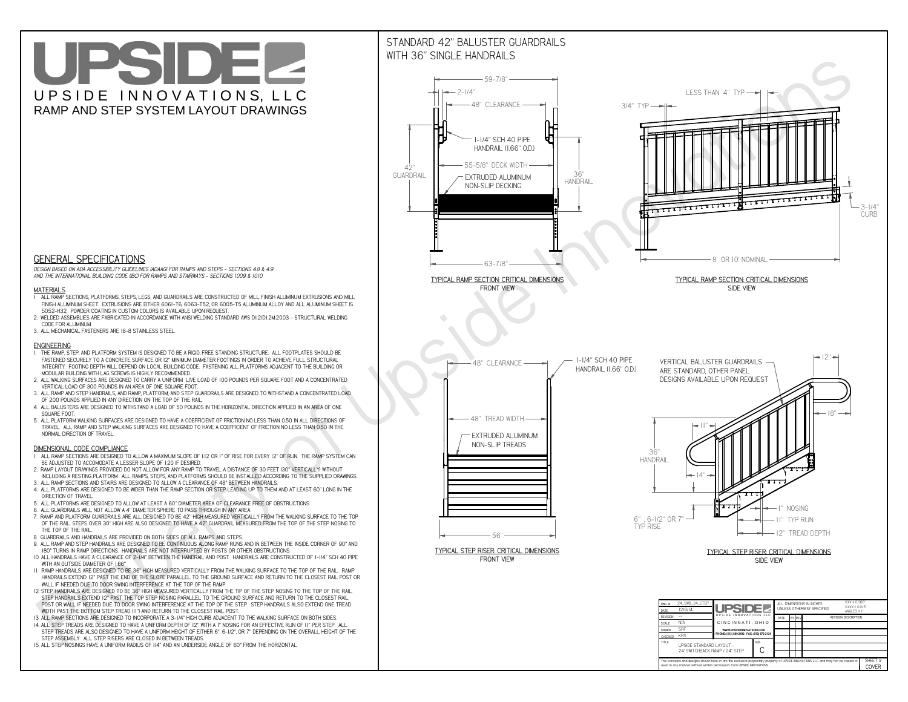# UPSIDE

UPSIDE INNOVATIONS, LLC

RAMP AND STEP SYSTEM LAYOUT DRAWINGS

## GENERAL SPECIFICATIONS

*DESIGN BASED ON ADA ACCESSIBILITY GUIDELINES (ADAAG) FOR RAMPS AND STEPS - SECTIONS 4.8 & 4.9 AND THE INTERNATIONAL BUILDING CODE (IBC) FOR RAMPS AND STAIRWAYS - SECTIONS 1009 & 1010*

### MATERIALS

1. ALL RAMP SECTIONS, PLATFORMS, STEPS, LEGS, AND GUARDRAILS ARE CONSTRUCTED OF MILL FINISH ALUMINUM EXTRUSIONS AND MILL FINISH ALUMINUM SHEET. EXTRUSIONS ARE EITHER 6061-T6, 6063-T52, OR 6005-T5 ALUMINUM ALLOY AND ALL ALUMINUM SHEET IS 5052-H32. POWDER COATING IN CUSTOM COLORS IS AVAILABLE UPON REQUEST.
2. WELDED ASSEMBLIES ARE FABRICATED IN ACCORDANCE WITH ANSI WELDING STANDARD AWS D1.2/D1.2M:2003 - STRUCTURAL WELDING CODE FOR ALUMINUM.
3. ALL MECHANICAL FASTENERS ARE 18-8 STAINLESS STEEL.

### ENGINEERING

1. THE RAMP, STEP, AND PLATFORM SYSTEM IS DESIGNED TO BE A RIGID, FREE STANDING STRUCTURE. ALL FOOTPLATES SHOULD BE FASTENED SECURELY TO A CONCRETE SURFACE OR 12" MINIMUM DIAMETER CONCRETE FOOTINGS IN ORDER TO ACHIEVE FULL STRUCTURAL INTEGRITY. FOOTING DEPTH WILL DEPEND ON LOCAL BUILDING CODE. FASTENING ALL PLATFORMS ADJACENT TO THE BUILDING OR MODULAR BUILDING WITH LAG SCREWS IS HIGHLY RECOMMENDED.
2. ALL WALKING SURFACES ARE DESIGNED TO CARRY A UNIFORM LIVE LOAD OF 100 POUNDS PER SQUARE FOOT AND A CONCENTRATED VERTICAL LOAD OF 300 POUNDS IN AN AREA OF ONE SQUARE FOOT.
3. ALL RAMP AND STEP HANDRAILS, AND RAMP, PLATFORM, AND STEP GUARDRAILS ARE DESIGNED TO WITHSTAND A CONCENTRATED LOAD OF 200 POUNDS APPLIED IN ANY DIRECTION ON THE TOP OF THE RAIL.
4. ALL BALUSTERS ARE DESIGNED TO WITHSTAND A LOAD OF 50 POUNDS IN THE HORIZONTAL DIRECTION APPLIED IN AN AREA OF ONE SQUARE FOOT.
5. ALL PLATFORM WALKING SURFACES ARE DESIGNED TO HAVE A COEFFICIENT OF FRICTION NO LESS THAN 0.50 IN ALL DIRECTIONS OF TRAVEL. ALL RAMP AND STEP WALKING SURFACES ARE DESIGNED TO HAVE A COEFFICIENT OF FRICTION NO LESS THAN 0.50 IN THE NORMAL DIRECTION OF TRAVEL.

### DIMENSIONAL CODE COMPLIANCE

1. ALL RAMP SECTIONS ARE DESIGNED TO ALLOW A MAXIMUM SLOPE OF 1:12 OR 1" OF RISE FOR EVERY 12" OF RUN. THE RAMP SYSTEM CAN BE ADJUSTED TO ACCOMODATE A LESSER SLOPE OF 1:20 IF DESIRED.
2. RAMP LAYOUT DRAWINGS PROVIDED DO NOT ALLOW FOR ANY RAMP TO TRAVEL A DISTANCE OF 30 FEET (30" VERTICALLY) WITHOUT INCLUDING A RESTING PLATFORM. ALL RAMPS, STEPS, AND PLATFORMS SHOULD BE INSTALLED ACCORDING TO THE SUPPLIED DRAWINGS.
3. ALL RAMP SECTIONS AND STAIRS ARE DESIGNED TO ALLOW A CLEARANCE OF 48" BETWEEN HANDRAILS.
4. ALL PLATFORMS ARE DESIGNED TO BE WIDER THAN THE RAMP SECTION OR STEP LEADING UP TO THEM AND AT LEAST 60" LONG IN THE DIRECTION OF TRAVEL.
5. ALL PLATFORMS ARE DESIGNED TO ALLOW AT LEAST A 60" DIAMETER AREA OF CLEARANCE FREE OF OBSTRUCTIONS.
6. ALL GUARDRAILS WILL NOT ALLOW A 4" DIAMETER SPHERE TO PASS THROUGH IN ANY AREA.
7. RAMP AND PLATFORM GUARDRAILS ARE ALL DESIGNED TO BE 42" HIGH MEASURED VERTICALLY FROM THE WALKING SURFACE TO THE TOP OF THE RAIL. STEPS OVER 30" HIGH ARE ALSO DESIGNED TO HAVE A 42" GUARDRAIL MEASURED FROM THE TOP OF THE STEP NOSING TO THE TOP OF THE RAIL.
8. GUARDRAILS AND HANDRAILS ARE PROVIDED ON BOTH SIDES OF ALL RAMPS AND STEPS.
9. ALL RAMP AND STEP HANDRAILS ARE DESIGNED TO BE CONTINUOUS ALONG RAMP RUNS AND IN BETWEEN THE INSIDE CORNER OF 90° AND 180° TURNS IN RAMP DIRECTIONS. HANDRAILS ARE NOT INTERRUPTED BY POSTS OR OTHER OBSTRUCTIONS.
10. ALL HANDRAILS HAVE A CLEARANCE OF 2-1/4" BETWEEN THE HANDRAIL AND POST. HANDRAILS ARE CONSTRUCTED OF 1-1/4" SCH 40 PIPE WITH AN OUTSIDE DIAMETER OF 1.66"
11. RAMP HANDRAILS ARE DESIGNED TO BE 36" HIGH MEASURED VERTICALLY FROM THE WALKING SURFACE TO THE TOP OF THE RAIL. RAMP HANDRAILS EXTEND 12" PAST THE END OF THE SLOPE PARALLEL TO THE GROUND SURFACE AND RETURN TO THE CLOSEST RAIL POST OR WALL IF NEEDED DUE TO DOOR SWING INTERFERENCE AT THE TOP OF THE RAMP.
12. STEP HANDRAILS ARE DESIGNED TO BE 36" HIGH MEASURED VERTICALLY FROM THE TIP OF THE STEP NOSING TO THE TOP OF THE RAIL. STEP HANDRAILS EXTEND 12" PAST THE TOP STEP NOSING PARALLEL TO THE GROUND SURFACE AND RETURN TO THE CLOSEST RAIL POST OR WALL IF NEEDED DUE TO DOOR SWING INTERFERENCE AT THE TOP OF THE STEP. STEP HANDRAILS ALSO EXTEND ONE TREAD WIDTH PAST THE BOTTOM STEP TREAD (11") AND RETURN TO THE CLOSEST RAIL POST.
13. ALL RAMP SECTIONS ARE DESIGNED TO INCORPORATE A 3-1/4" HIGH CURB ADJACENT TO THE WALKING SURFACE ON BOTH SIDES.
14. ALL STEP TREADS ARE DESIGNED TO HAVE A UNIFORM DEPTH OF 12" WITH A 1" NOSING FOR AN EFFECTIVE RUN OF 11" PER STEP. ALL STEP TREADS ARE ALSO DESIGNED TO HAVE A UNIFORM HEIGHT OF EITHER 6", 6-1/2", OR 7" DEPENDING ON THE OVERALL HEIGHT OF THE STEP ASSEMBLY. ALL STEP RISERS ARE CLOSED IN BETWEEN TREADS.
15. ALL STEP NOSINGS HAVE A UNIFORM RADIUS OF 1/4" AND AN UNDERSIDE ANGLE OF 60° FROM THE HORIZONTAL.

## STANDARD 42" BALUSTER GUARDRAILS WITH 36" SINGLE HANDRAILS

59-7/8" | 2-1/4" | 48" CLEARANCE | 1-1/4" SCH 40 PIPE HANDRAIL (1.66" O.D.) | 42" GUARDRAIL | 55-5/8" DECK WIDTH | 36" HANDRAIL | EXTRUDED ALUMINUM NON-SLIP DECKING | 63-7/8"

TYPICAL RAMP SECTION: CRITICAL DIMENSIONS
FRONT VIEW

LESS THAN 4" TYP | 3/4" TYP | 3-1/4" CURB | 8' OR 10' NOMINAL

TYPICAL RAMP SECTION: CRITICAL DIMENSIONS
SIDE VIEW

48" CLEARANCE | 1-1/4" SCH 40 PIPE HANDRAIL (1.66" O.D.) | 48" TREAD WIDTH | EXTRUDED ALUMINUM NON-SLIP TREADS | 56"

TYPICAL STEP RISER: CRITICAL DIMENSIONS
FRONT VIEW

VERTICAL BALUSTER GUARDRAILS ARE STANDARD, OTHER PANEL DESIGNS AVAILABLE UPON REQUEST | 12" | 18" | 11" | 36" HANDRAIL | 14" | 1" NOSING | 11" TYP RUN | 12" TREAD DEPTH | 6", 6-1/2" OR 7" TYP RISE

TYPICAL STEP RISER: CRITICAL DIMENSIONS
SIDE VIEW

| DWG # | 24_SWB_24_STEP |
|---|---|
| DATE | 12/6/14 |
| REVISION | --- |
| SCALE | N/A |
| DRAWN | SRF |
| CHECKED | KRS |

UPSIDE INNOVATIONS LLC
CINCINNATI, OHIO
WWW.UPSIDEINNOVATIONS.COM
PHONE: (513) 889-2492 FAX: (513) 672-2124

ALL DIMENSIONS IN INCHES UNLESS OTHERWISE SPECIFIED
XXX ± 0.060"
XXXX ± 0.015"
ANGLES ± 1°

| DATE | BY | REV | REVISION DESCRIPTION |
|---|---|---|---|

TITLE: UPSIDE STANDARD LAYOUT - 24' SWITCHBACK RAMP / 24' STEP

SIZE: C

SHEET #: COVER

The concepts and designs shown here-in are the exclusive proprietary property of UPSIDE INNOVATIONS LLC and may not be copied or used in any manner without written permission from UPSIDE INNOVATIONS.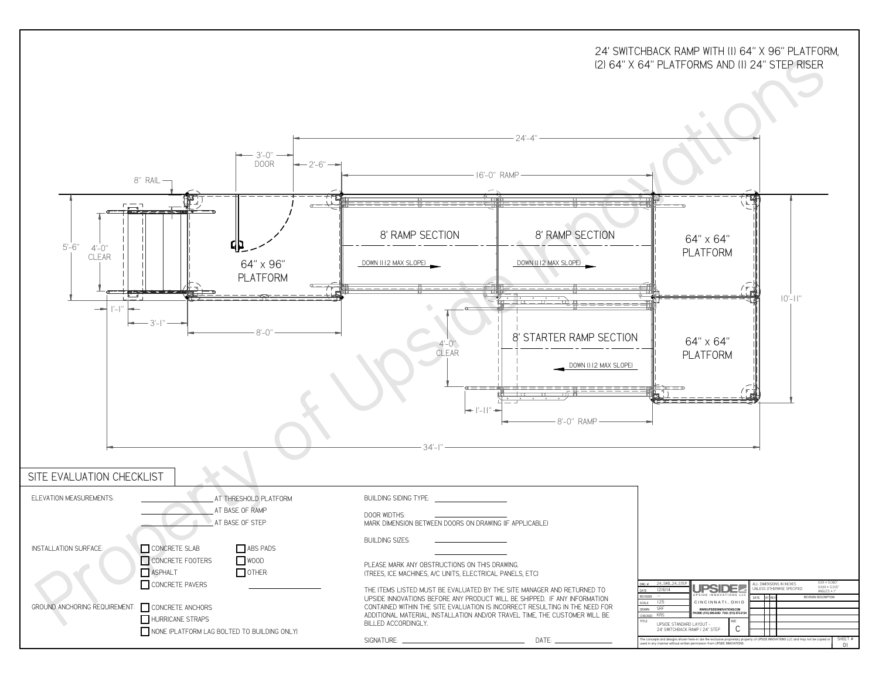# 24' SWITCHBACK RAMP WITH (1) 64" X 96" PLATFORM, (2) 64" X 64" PLATFORMS AND (1) 24" STEP RISER

24'-4"

3'-0" DOOR

2'-6"

16'-0" RAMP

8" RAIL

5'-6"

4'-0" CLEAR

64" x 96" PLATFORM

8' RAMP SECTION

DOWN (1:12 MAX SLOPE)

8' RAMP SECTION

DOWN (1:12 MAX SLOPE)

64" x 64" PLATFORM

10'-11"

1'-1"

3'-1"

8'-0"

4'-0" CLEAR

8' STARTER RAMP SECTION

DOWN (1:12 MAX SLOPE)

64" x 64" PLATFORM

1'-11"

8'-0" RAMP

34'-1"

## SITE EVALUATION CHECKLIST

ELEVATION MEASUREMENTS: ____________ AT THRESHOLD PLATFORM

____________ AT BASE OF RAMP

____________ AT BASE OF STEP

INSTALLATION SURFACE:

- ☐ CONCRETE SLAB
- ☐ CONCRETE FOOTERS
- ☐ ASPHALT
- ☐ CONCRETE PAVERS
- ☐ ABS PADS
- ☐ WOOD
- ☐ OTHER ____________

GROUND ANCHORING REQUIREMENT:

- ☐ CONCRETE ANCHORS
- ☐ HURRICANE STRAPS
- ☐ NONE (PLATFORM LAG BOLTED TO BUILDING ONLY)

BUILDING SIDING TYPE: ____________

DOOR WIDTHS: ____________

MARK DIMENSION BETWEEN DOORS ON DRAWING (IF APPLICABLE)

BUILDING SIZES: ____________

____________

PLEASE MARK ANY OBSTRUCTIONS ON THIS DRAWING. (TREES, ICE MACHINES, A/C UNITS, ELECTRICAL PANELS, ETC)

THE ITEMS LISTED MUST BE EVALUATED BY THE SITE MANAGER AND RETURNED TO UPSIDE INNOVATIONS BEFORE ANY PRODUCT WILL BE SHIPPED. IF ANY INFORMATION CONTAINED WITHIN THE SITE EVALUATION IS INCORRECT RESULTING IN THE NEED FOR ADDITIONAL MATERIAL, INSTALLATION AND/OR TRAVEL TIME, THE CUSTOMER WILL BE BILLED ACCORDINGLY.

SIGNATURE: ____________ DATE: ____________

| | |
|---|---|
| DWG # | 24_SWB_24_STEP |
| DATE | 12/6/14 |
| REVISION | --- |
| SCALE | 1:25 |
| DRAWN | SRF |
| CHECKED | KRS |

UPSIDE INNOVATIONS LLC

CINCINNATI, OHIO

WWW.UPSIDEINNOVATIONS.COM

PHONE: (513) 889-2492 FAX: (513) 672-2124

TITLE: UPSIDE STANDARD LAYOUT - 24' SWITCHBACK RAMP / 24" STEP

SIZE: C

ALL DIMENSIONS IN INCHES UNLESS OTHERWISE SPECIFIED

XXX ± 0.060"
XXXX ± 0.015"
ANGLES ± 1°

| DATE | BY | REV | REVISION DESCRIPTION |
|---|---|---|---|
| | | | |

The concepts and designs shown here-in are the exclusive proprietary property of UPSIDE INNOVATIONS LLC and may not be copied or used in any manner without written permission from UPSIDE INNOVATIONS.

SHEET # 01